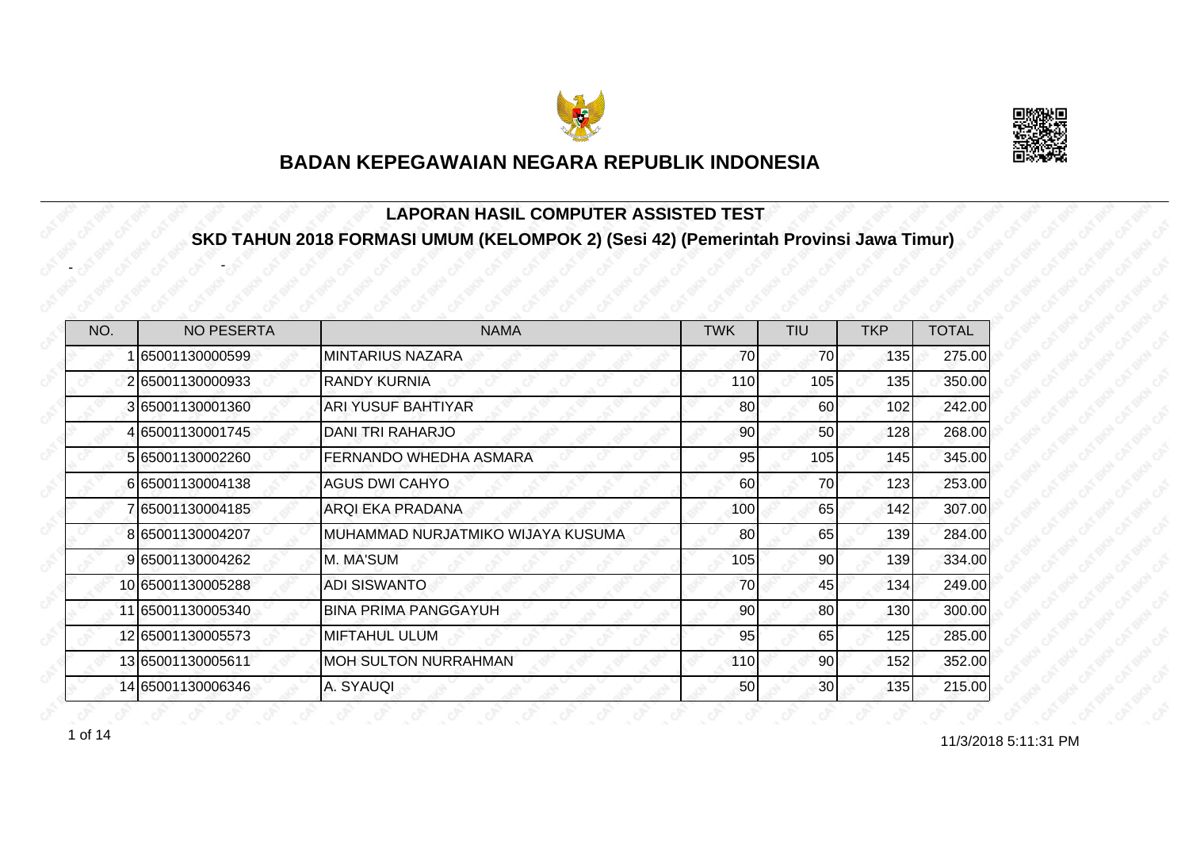# BADAN KEPEGAWAIAN NEGARA REPUBLIK INDONESIA

## LAPORAN HASIL COMPUTER ASSISTED TEST

## SKD TAHUN 2018 FORMASI UMUM (KELOMPOK 2) (Sesi 42) (Pemerintah Provinsi Jawa Timur)

| NO. | NO PESERTA | NAMA | TWK | TIU | TKP | TOTAL |
|---|---|---|---|---|---|---|
| 1 | 65001130000599 | MINTARIUS NAZARA | 70 | 70 | 135 | 275.00 |
| 2 | 65001130000933 | RANDY KURNIA | 110 | 105 | 135 | 350.00 |
| 3 | 65001130001360 | ARI YUSUF BAHTIYAR | 80 | 60 | 102 | 242.00 |
| 4 | 65001130001745 | DANI TRI RAHARJO | 90 | 50 | 128 | 268.00 |
| 5 | 65001130002260 | FERNANDO WHEDHA ASMARA | 95 | 105 | 145 | 345.00 |
| 6 | 65001130004138 | AGUS DWI CAHYO | 60 | 70 | 123 | 253.00 |
| 7 | 65001130004185 | ARQI EKA PRADANA | 100 | 65 | 142 | 307.00 |
| 8 | 65001130004207 | MUHAMMAD NURJATMIKO WIJAYA KUSUMA | 80 | 65 | 139 | 284.00 |
| 9 | 65001130004262 | M. MA'SUM | 105 | 90 | 139 | 334.00 |
| 10 | 65001130005288 | ADI SISWANTO | 70 | 45 | 134 | 249.00 |
| 11 | 65001130005340 | BINA PRIMA PANGGAYUH | 90 | 80 | 130 | 300.00 |
| 12 | 65001130005573 | MIFTAHUL ULUM | 95 | 65 | 125 | 285.00 |
| 13 | 65001130005611 | MOH SULTON NURRAHMAN | 110 | 90 | 152 | 352.00 |
| 14 | 65001130006346 | A. SYAUQI | 50 | 30 | 135 | 215.00 |

11/3/2018 5:11:31 PM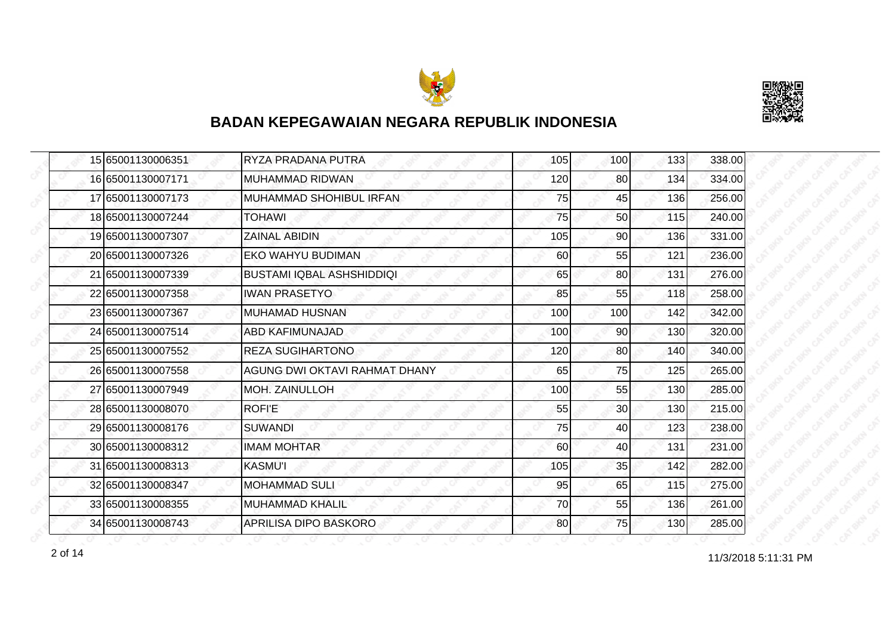# BADAN KEPEGAWAIAN NEGARA REPUBLIK INDONESIA

| | | | | | | |
|---|---|---|---|---|---|---|
| 15 | 65001130006351 | RYZA PRADANA PUTRA | 105 | 100 | 133 | 338.00 |
| 16 | 65001130007171 | MUHAMMAD RIDWAN | 120 | 80 | 134 | 334.00 |
| 17 | 65001130007173 | MUHAMMAD SHOHIBUL IRFAN | 75 | 45 | 136 | 256.00 |
| 18 | 65001130007244 | TOHAWI | 75 | 50 | 115 | 240.00 |
| 19 | 65001130007307 | ZAINAL ABIDIN | 105 | 90 | 136 | 331.00 |
| 20 | 65001130007326 | EKO WAHYU BUDIMAN | 60 | 55 | 121 | 236.00 |
| 21 | 65001130007339 | BUSTAMI IQBAL ASHSHIDDIQI | 65 | 80 | 131 | 276.00 |
| 22 | 65001130007358 | IWAN PRASETYO | 85 | 55 | 118 | 258.00 |
| 23 | 65001130007367 | MUHAMAD HUSNAN | 100 | 100 | 142 | 342.00 |
| 24 | 65001130007514 | ABD KAFIMUNAJAD | 100 | 90 | 130 | 320.00 |
| 25 | 65001130007552 | REZA SUGIHARTONO | 120 | 80 | 140 | 340.00 |
| 26 | 65001130007558 | AGUNG DWI OKTAVI RAHMAT DHANY | 65 | 75 | 125 | 265.00 |
| 27 | 65001130007949 | MOH. ZAINULLOH | 100 | 55 | 130 | 285.00 |
| 28 | 65001130008070 | ROFI'E | 55 | 30 | 130 | 215.00 |
| 29 | 65001130008176 | SUWANDI | 75 | 40 | 123 | 238.00 |
| 30 | 65001130008312 | IMAM MOHTAR | 60 | 40 | 131 | 231.00 |
| 31 | 65001130008313 | KASMU'I | 105 | 35 | 142 | 282.00 |
| 32 | 65001130008347 | MOHAMMAD SULI | 95 | 65 | 115 | 275.00 |
| 33 | 65001130008355 | MUHAMMAD KHALIL | 70 | 55 | 136 | 261.00 |
| 34 | 65001130008743 | APRILISA DIPO BASKORO | 80 | 75 | 130 | 285.00 |

11/3/2018 5:11:31 PM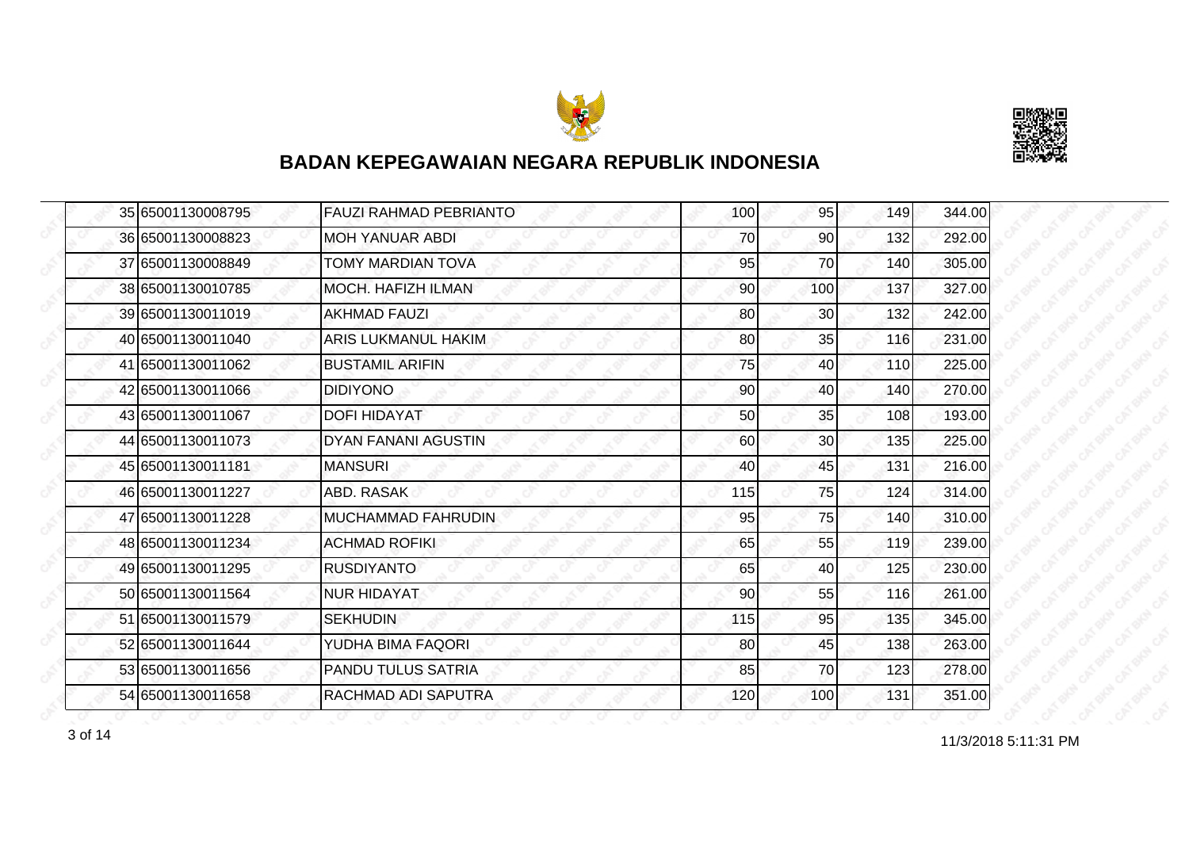# BADAN KEPEGAWAIAN NEGARA REPUBLIK INDONESIA

| | | | | | | |
|---|---|---|---|---|---|---|
| 35 | 65001130008795 | FAUZI RAHMAD PEBRIANTO | 100 | 95 | 149 | 344.00 |
| 36 | 65001130008823 | MOH YANUAR ABDI | 70 | 90 | 132 | 292.00 |
| 37 | 65001130008849 | TOMY MARDIAN TOVA | 95 | 70 | 140 | 305.00 |
| 38 | 65001130010785 | MOCH. HAFIZH ILMAN | 90 | 100 | 137 | 327.00 |
| 39 | 65001130011019 | AKHMAD FAUZI | 80 | 30 | 132 | 242.00 |
| 40 | 65001130011040 | ARIS LUKMANUL HAKIM | 80 | 35 | 116 | 231.00 |
| 41 | 65001130011062 | BUSTAMIL ARIFIN | 75 | 40 | 110 | 225.00 |
| 42 | 65001130011066 | DIDIYONO | 90 | 40 | 140 | 270.00 |
| 43 | 65001130011067 | DOFI HIDAYAT | 50 | 35 | 108 | 193.00 |
| 44 | 65001130011073 | DYAN FANANI AGUSTIN | 60 | 30 | 135 | 225.00 |
| 45 | 65001130011181 | MANSURI | 40 | 45 | 131 | 216.00 |
| 46 | 65001130011227 | ABD. RASAK | 115 | 75 | 124 | 314.00 |
| 47 | 65001130011228 | MUCHAMMAD FAHRUDIN | 95 | 75 | 140 | 310.00 |
| 48 | 65001130011234 | ACHMAD ROFIKI | 65 | 55 | 119 | 239.00 |
| 49 | 65001130011295 | RUSDIYANTO | 65 | 40 | 125 | 230.00 |
| 50 | 65001130011564 | NUR HIDAYAT | 90 | 55 | 116 | 261.00 |
| 51 | 65001130011579 | SEKHUDIN | 115 | 95 | 135 | 345.00 |
| 52 | 65001130011644 | YUDHA BIMA FAQORI | 80 | 45 | 138 | 263.00 |
| 53 | 65001130011656 | PANDU TULUS SATRIA | 85 | 70 | 123 | 278.00 |
| 54 | 65001130011658 | RACHMAD ADI SAPUTRA | 120 | 100 | 131 | 351.00 |

11/3/2018 5:11:31 PM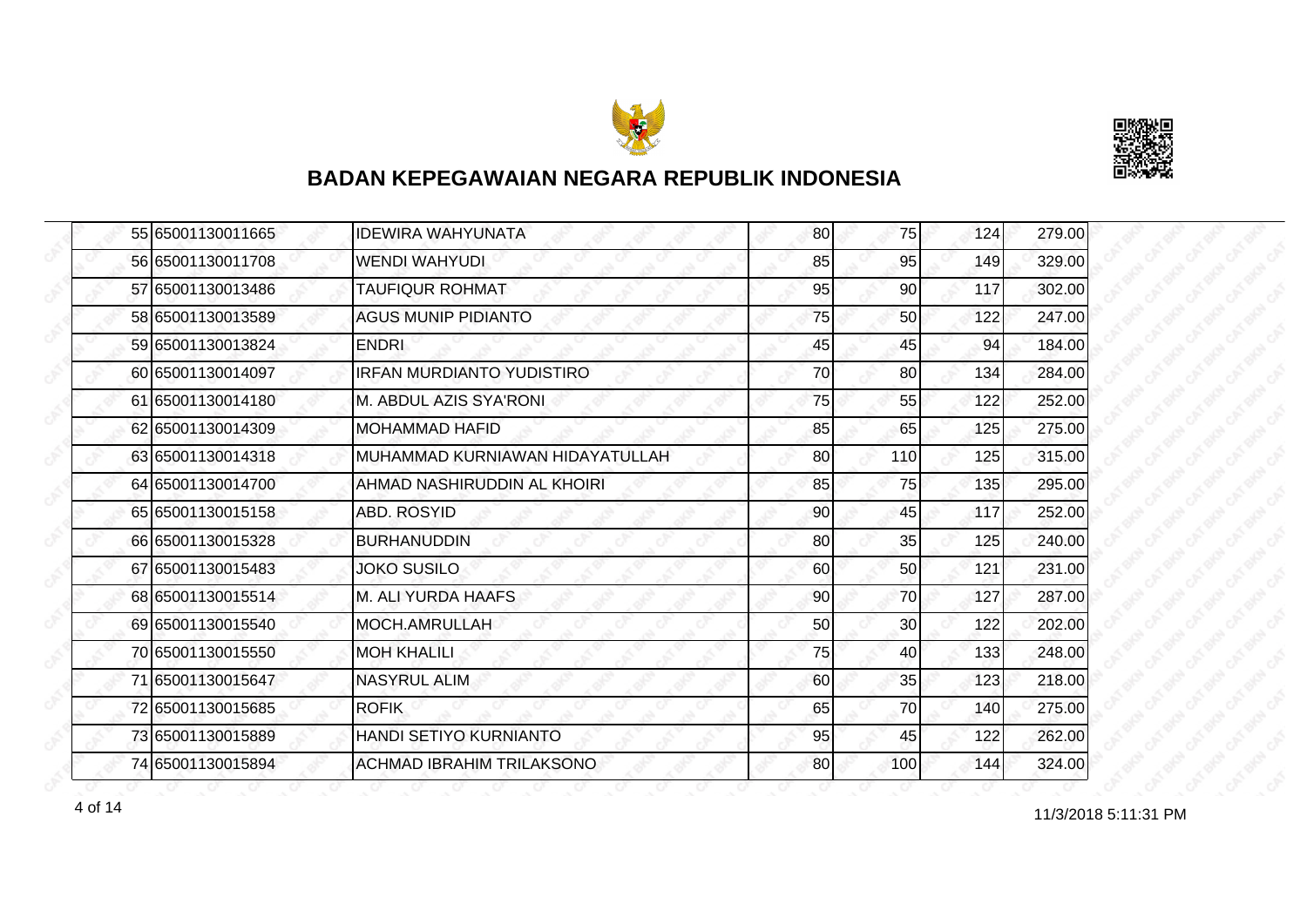## BADAN KEPEGAWAIAN NEGARA REPUBLIK INDONESIA

| | | | | | | |
|---|---|---|---|---|---|---|
| 55 | 65001130011665 | IDEWIRA WAHYUNATA | 80 | 75 | 124 | 279.00 |
| 56 | 65001130011708 | WENDI WAHYUDI | 85 | 95 | 149 | 329.00 |
| 57 | 65001130013486 | TAUFIQUR ROHMAT | 95 | 90 | 117 | 302.00 |
| 58 | 65001130013589 | AGUS MUNIP PIDIANTO | 75 | 50 | 122 | 247.00 |
| 59 | 65001130013824 | ENDRI | 45 | 45 | 94 | 184.00 |
| 60 | 65001130014097 | IRFAN MURDIANTO YUDISTIRO | 70 | 80 | 134 | 284.00 |
| 61 | 65001130014180 | M. ABDUL AZIS SYA'RONI | 75 | 55 | 122 | 252.00 |
| 62 | 65001130014309 | MOHAMMAD HAFID | 85 | 65 | 125 | 275.00 |
| 63 | 65001130014318 | MUHAMMAD KURNIAWAN HIDAYATULLAH | 80 | 110 | 125 | 315.00 |
| 64 | 65001130014700 | AHMAD NASHIRUDDIN AL KHOIRI | 85 | 75 | 135 | 295.00 |
| 65 | 65001130015158 | ABD. ROSYID | 90 | 45 | 117 | 252.00 |
| 66 | 65001130015328 | BURHANUDDIN | 80 | 35 | 125 | 240.00 |
| 67 | 65001130015483 | JOKO SUSILO | 60 | 50 | 121 | 231.00 |
| 68 | 65001130015514 | M. ALI YURDA HAAFS | 90 | 70 | 127 | 287.00 |
| 69 | 65001130015540 | MOCH.AMRULLAH | 50 | 30 | 122 | 202.00 |
| 70 | 65001130015550 | MOH KHALILI | 75 | 40 | 133 | 248.00 |
| 71 | 65001130015647 | NASYRUL ALIM | 60 | 35 | 123 | 218.00 |
| 72 | 65001130015685 | ROFIK | 65 | 70 | 140 | 275.00 |
| 73 | 65001130015889 | HANDI SETIYO KURNIANTO | 95 | 45 | 122 | 262.00 |
| 74 | 65001130015894 | ACHMAD IBRAHIM TRILAKSONO | 80 | 100 | 144 | 324.00 |

11/3/2018 5:11:31 PM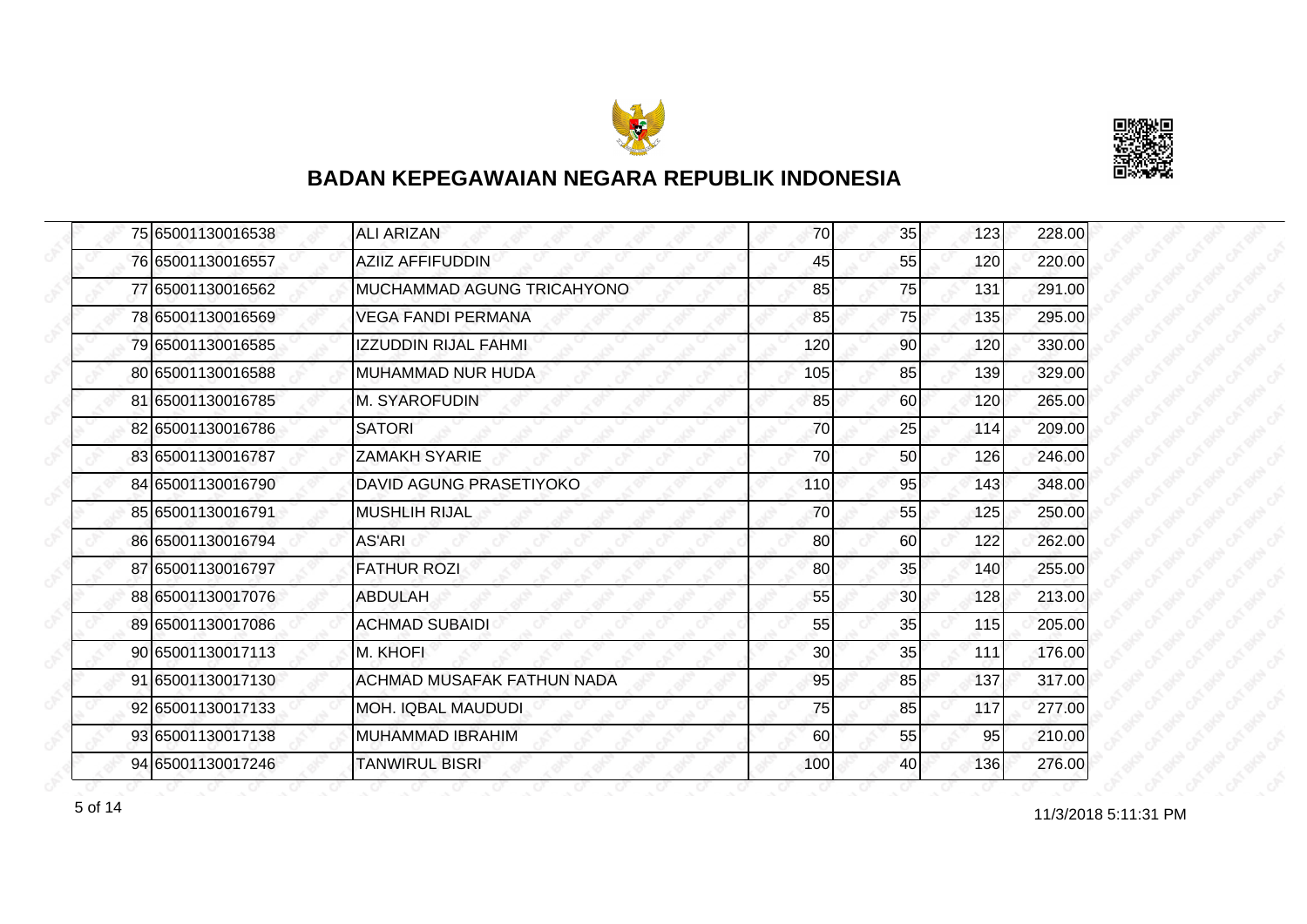## BADAN KEPEGAWAIAN NEGARA REPUBLIK INDONESIA

| | | | | | | |
|---|---|---|---|---|---|---|
| 75 | 65001130016538 | ALI ARIZAN | 70 | 35 | 123 | 228.00 |
| 76 | 65001130016557 | AZIIZ AFFIFUDDIN | 45 | 55 | 120 | 220.00 |
| 77 | 65001130016562 | MUCHAMMAD AGUNG TRICAHYONO | 85 | 75 | 131 | 291.00 |
| 78 | 65001130016569 | VEGA FANDI PERMANA | 85 | 75 | 135 | 295.00 |
| 79 | 65001130016585 | IZZUDDIN RIJAL FAHMI | 120 | 90 | 120 | 330.00 |
| 80 | 65001130016588 | MUHAMMAD NUR HUDA | 105 | 85 | 139 | 329.00 |
| 81 | 65001130016785 | M. SYAROFUDIN | 85 | 60 | 120 | 265.00 |
| 82 | 65001130016786 | SATORI | 70 | 25 | 114 | 209.00 |
| 83 | 65001130016787 | ZAMAKH SYARIE | 70 | 50 | 126 | 246.00 |
| 84 | 65001130016790 | DAVID AGUNG PRASETIYOKO | 110 | 95 | 143 | 348.00 |
| 85 | 65001130016791 | MUSHLIH RIJAL | 70 | 55 | 125 | 250.00 |
| 86 | 65001130016794 | AS'ARI | 80 | 60 | 122 | 262.00 |
| 87 | 65001130016797 | FATHUR ROZI | 80 | 35 | 140 | 255.00 |
| 88 | 65001130017076 | ABDULAH | 55 | 30 | 128 | 213.00 |
| 89 | 65001130017086 | ACHMAD SUBAIDI | 55 | 35 | 115 | 205.00 |
| 90 | 65001130017113 | M. KHOFI | 30 | 35 | 111 | 176.00 |
| 91 | 65001130017130 | ACHMAD MUSAFAK FATHUN NADA | 95 | 85 | 137 | 317.00 |
| 92 | 65001130017133 | MOH. IQBAL MAUDUDI | 75 | 85 | 117 | 277.00 |
| 93 | 65001130017138 | MUHAMMAD IBRAHIM | 60 | 55 | 95 | 210.00 |
| 94 | 65001130017246 | TANWIRUL BISRI | 100 | 40 | 136 | 276.00 |

11/3/2018 5:11:31 PM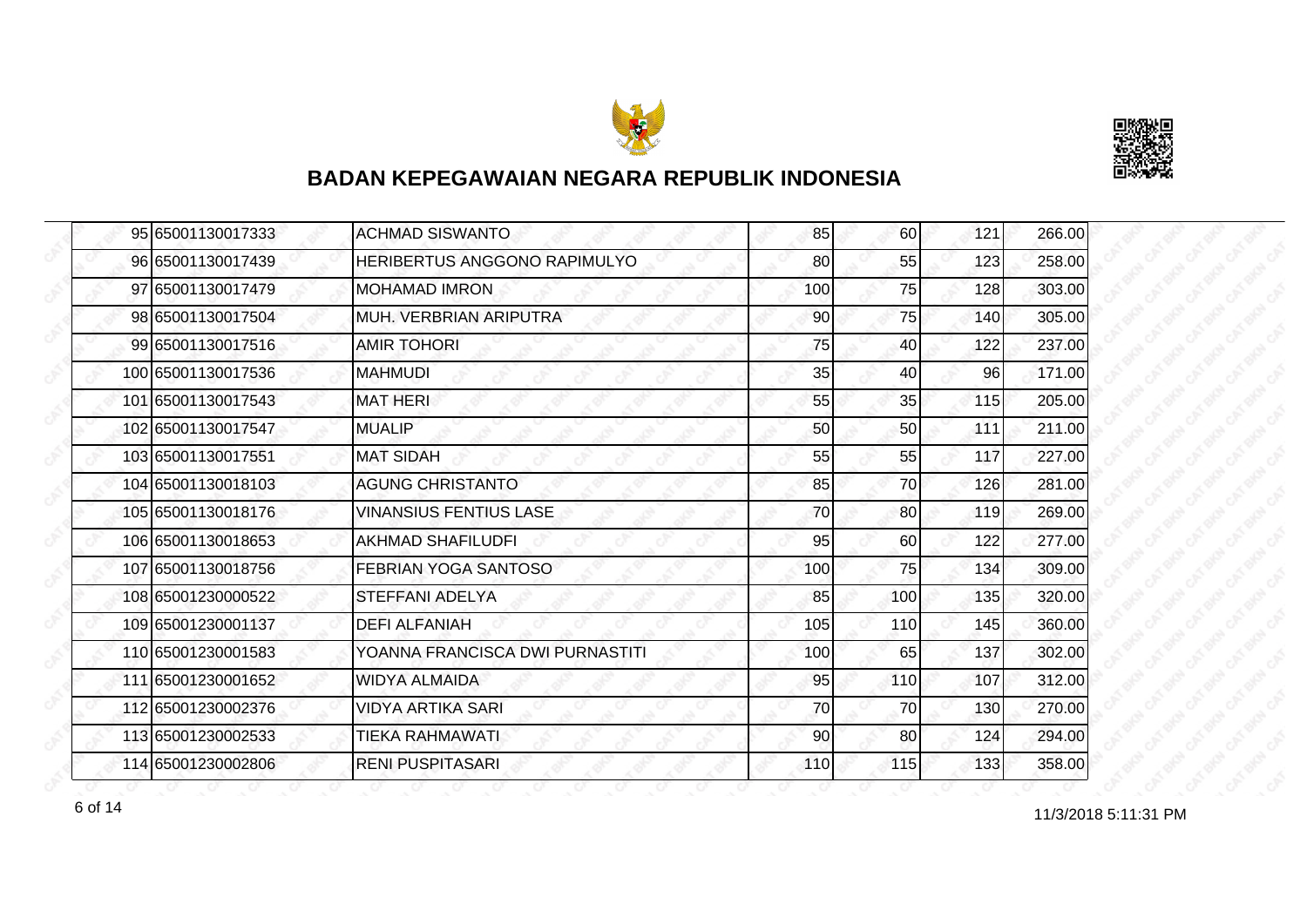# BADAN KEPEGAWAIAN NEGARA REPUBLIK INDONESIA

| | | | | | | |
|---|---|---|---|---|---|---|
| 95 | 65001130017333 | ACHMAD SISWANTO | 85 | 60 | 121 | 266.00 |
| 96 | 65001130017439 | HERIBERTUS ANGGONO RAPIMULYO | 80 | 55 | 123 | 258.00 |
| 97 | 65001130017479 | MOHAMAD IMRON | 100 | 75 | 128 | 303.00 |
| 98 | 65001130017504 | MUH. VERBRIAN ARIPUTRA | 90 | 75 | 140 | 305.00 |
| 99 | 65001130017516 | AMIR TOHORI | 75 | 40 | 122 | 237.00 |
| 100 | 65001130017536 | MAHMUDI | 35 | 40 | 96 | 171.00 |
| 101 | 65001130017543 | MAT HERI | 55 | 35 | 115 | 205.00 |
| 102 | 65001130017547 | MUALIP | 50 | 50 | 111 | 211.00 |
| 103 | 65001130017551 | MAT SIDAH | 55 | 55 | 117 | 227.00 |
| 104 | 65001130018103 | AGUNG CHRISTANTO | 85 | 70 | 126 | 281.00 |
| 105 | 65001130018176 | VINANSIUS FENTIUS LASE | 70 | 80 | 119 | 269.00 |
| 106 | 65001130018653 | AKHMAD SHAFILUDFI | 95 | 60 | 122 | 277.00 |
| 107 | 65001130018756 | FEBRIAN YOGA SANTOSO | 100 | 75 | 134 | 309.00 |
| 108 | 65001230000522 | STEFFANI ADELYA | 85 | 100 | 135 | 320.00 |
| 109 | 65001230001137 | DEFI ALFANIAH | 105 | 110 | 145 | 360.00 |
| 110 | 65001230001583 | YOANNA FRANCISCA DWI PURNASTITI | 100 | 65 | 137 | 302.00 |
| 111 | 65001230001652 | WIDYA ALMAIDA | 95 | 110 | 107 | 312.00 |
| 112 | 65001230002376 | VIDYA ARTIKA SARI | 70 | 70 | 130 | 270.00 |
| 113 | 65001230002533 | TIEKA RAHMAWATI | 90 | 80 | 124 | 294.00 |
| 114 | 65001230002806 | RENI PUSPITASARI | 110 | 115 | 133 | 358.00 |

11/3/2018 5:11:31 PM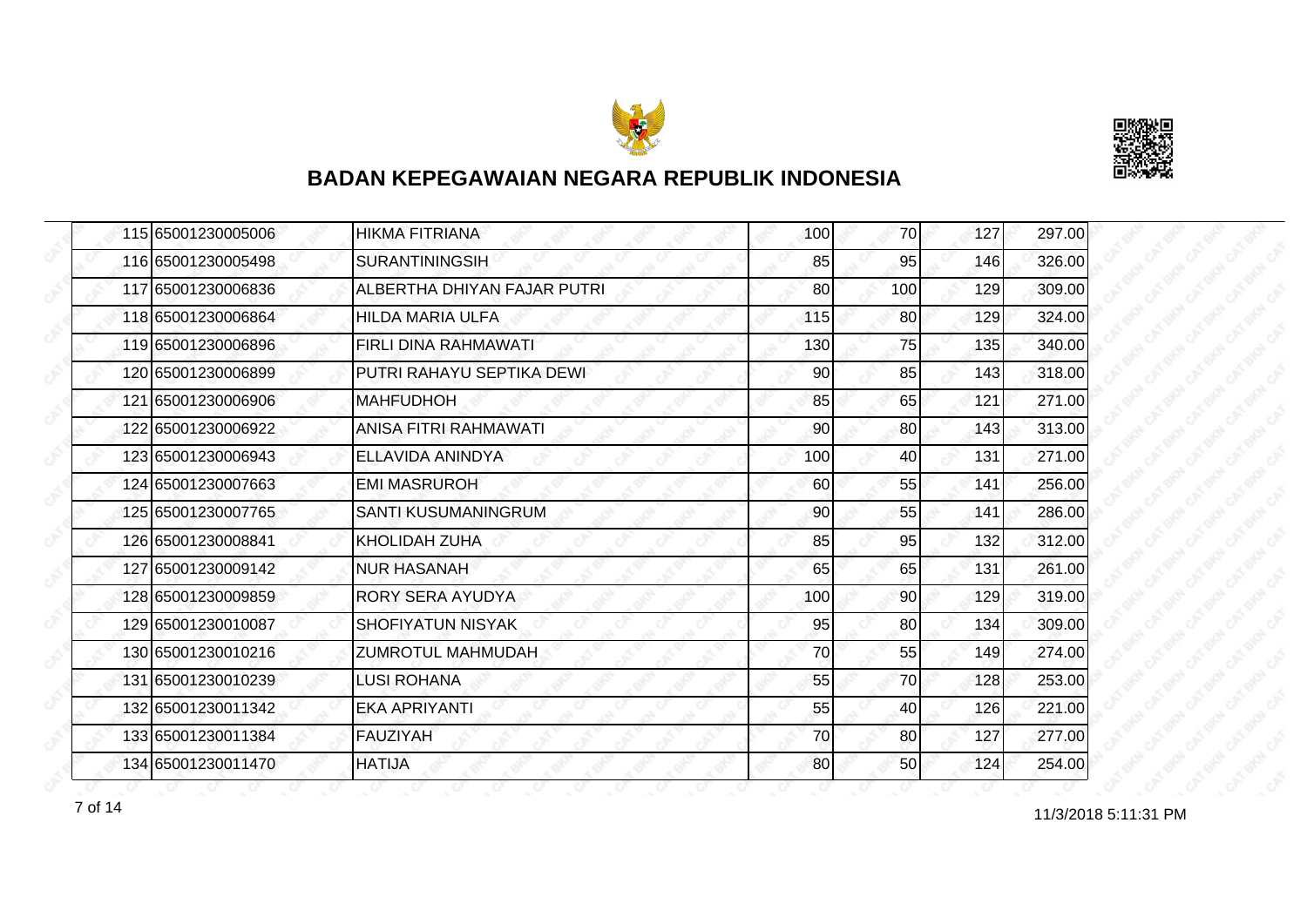# BADAN KEPEGAWAIAN NEGARA REPUBLIK INDONESIA

| | | | | | | |
|---|---|---|---|---|---|---|
| 115 | 65001230005006 | HIKMA FITRIANA | 100 | 70 | 127 | 297.00 |
| 116 | 65001230005498 | SURANTININGSIH | 85 | 95 | 146 | 326.00 |
| 117 | 65001230006836 | ALBERTHA DHIYAN FAJAR PUTRI | 80 | 100 | 129 | 309.00 |
| 118 | 65001230006864 | HILDA MARIA ULFA | 115 | 80 | 129 | 324.00 |
| 119 | 65001230006896 | FIRLI DINA RAHMAWATI | 130 | 75 | 135 | 340.00 |
| 120 | 65001230006899 | PUTRI RAHAYU SEPTIKA DEWI | 90 | 85 | 143 | 318.00 |
| 121 | 65001230006906 | MAHFUDHOH | 85 | 65 | 121 | 271.00 |
| 122 | 65001230006922 | ANISA FITRI RAHMAWATI | 90 | 80 | 143 | 313.00 |
| 123 | 65001230006943 | ELLAVIDA ANINDYA | 100 | 40 | 131 | 271.00 |
| 124 | 65001230007663 | EMI MASRUROH | 60 | 55 | 141 | 256.00 |
| 125 | 65001230007765 | SANTI KUSUMANINGRUM | 90 | 55 | 141 | 286.00 |
| 126 | 65001230008841 | KHOLIDAH ZUHA | 85 | 95 | 132 | 312.00 |
| 127 | 65001230009142 | NUR HASANAH | 65 | 65 | 131 | 261.00 |
| 128 | 65001230009859 | RORY SERA AYUDYA | 100 | 90 | 129 | 319.00 |
| 129 | 65001230010087 | SHOFIYATUN NISYAK | 95 | 80 | 134 | 309.00 |
| 130 | 65001230010216 | ZUMROTUL MAHMUDAH | 70 | 55 | 149 | 274.00 |
| 131 | 65001230010239 | LUSI ROHANA | 55 | 70 | 128 | 253.00 |
| 132 | 65001230011342 | EKA APRIYANTI | 55 | 40 | 126 | 221.00 |
| 133 | 65001230011384 | FAUZIYAH | 70 | 80 | 127 | 277.00 |
| 134 | 65001230011470 | HATIJA | 80 | 50 | 124 | 254.00 |

11/3/2018 5:11:31 PM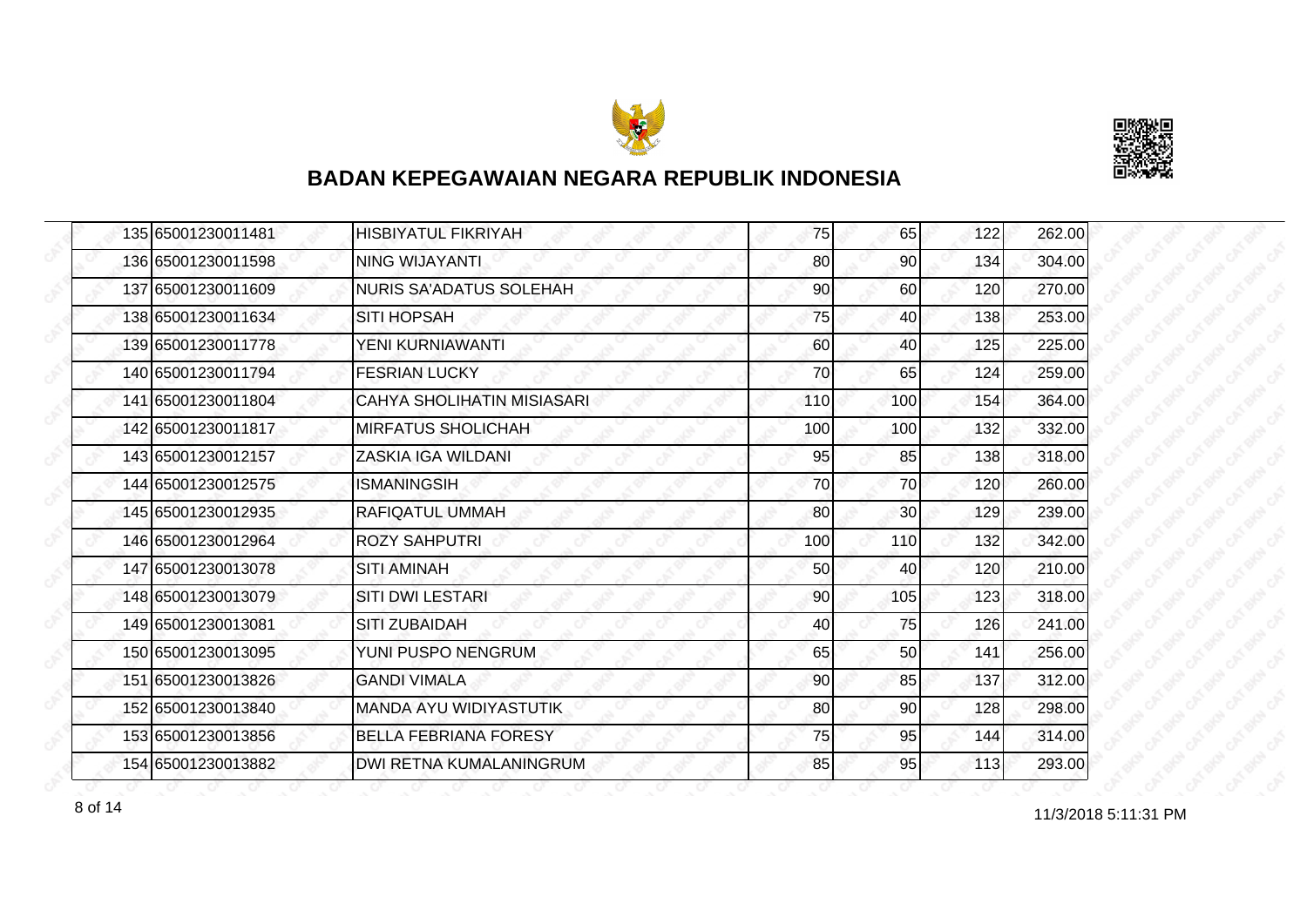## BADAN KEPEGAWAIAN NEGARA REPUBLIK INDONESIA

| | | | | | | |
|---|---|---|---|---|---|---|
| 135 | 65001230011481 | HISBIYATUL FIKRIYAH | 75 | 65 | 122 | 262.00 |
| 136 | 65001230011598 | NING WIJAYANTI | 80 | 90 | 134 | 304.00 |
| 137 | 65001230011609 | NURIS SA'ADATUS SOLEHAH | 90 | 60 | 120 | 270.00 |
| 138 | 65001230011634 | SITI HOPSAH | 75 | 40 | 138 | 253.00 |
| 139 | 65001230011778 | YENI KURNIAWANTI | 60 | 40 | 125 | 225.00 |
| 140 | 65001230011794 | FESRIAN LUCKY | 70 | 65 | 124 | 259.00 |
| 141 | 65001230011804 | CAHYA SHOLIHATIN MISIASARI | 110 | 100 | 154 | 364.00 |
| 142 | 65001230011817 | MIRFATUS SHOLICHAH | 100 | 100 | 132 | 332.00 |
| 143 | 65001230012157 | ZASKIA IGA WILDANI | 95 | 85 | 138 | 318.00 |
| 144 | 65001230012575 | ISMANINGSIH | 70 | 70 | 120 | 260.00 |
| 145 | 65001230012935 | RAFIQATUL UMMAH | 80 | 30 | 129 | 239.00 |
| 146 | 65001230012964 | ROZY SAHPUTRI | 100 | 110 | 132 | 342.00 |
| 147 | 65001230013078 | SITI AMINAH | 50 | 40 | 120 | 210.00 |
| 148 | 65001230013079 | SITI DWI LESTARI | 90 | 105 | 123 | 318.00 |
| 149 | 65001230013081 | SITI ZUBAIDAH | 40 | 75 | 126 | 241.00 |
| 150 | 65001230013095 | YUNI PUSPO NENGRUM | 65 | 50 | 141 | 256.00 |
| 151 | 65001230013826 | GANDI VIMALA | 90 | 85 | 137 | 312.00 |
| 152 | 65001230013840 | MANDA AYU WIDIYASTUTIK | 80 | 90 | 128 | 298.00 |
| 153 | 65001230013856 | BELLA FEBRIANA FORESY | 75 | 95 | 144 | 314.00 |
| 154 | 65001230013882 | DWI RETNA KUMALANINGRUM | 85 | 95 | 113 | 293.00 |

11/3/2018 5:11:31 PM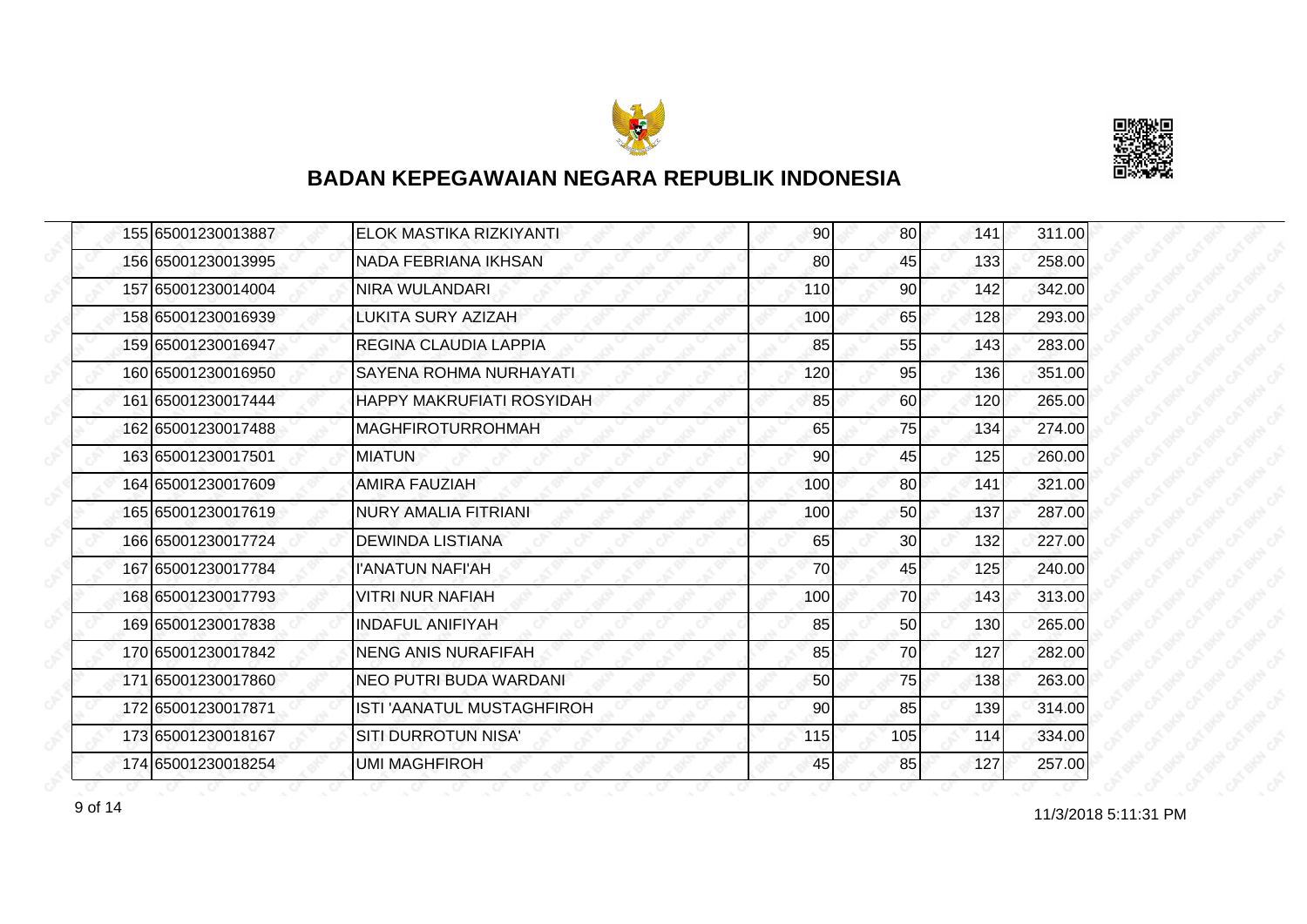## BADAN KEPEGAWAIAN NEGARA REPUBLIK INDONESIA

| | | | | | | |
|---|---|---|---|---|---|---|
| 155 | 65001230013887 | ELOK MASTIKA RIZKIYANTI | 90 | 80 | 141 | 311.00 |
| 156 | 65001230013995 | NADA FEBRIANA IKHSAN | 80 | 45 | 133 | 258.00 |
| 157 | 65001230014004 | NIRA WULANDARI | 110 | 90 | 142 | 342.00 |
| 158 | 65001230016939 | LUKITA SURY AZIZAH | 100 | 65 | 128 | 293.00 |
| 159 | 65001230016947 | REGINA CLAUDIA LAPPIA | 85 | 55 | 143 | 283.00 |
| 160 | 65001230016950 | SAYENA ROHMA NURHAYATI | 120 | 95 | 136 | 351.00 |
| 161 | 65001230017444 | HAPPY MAKRUFIATI ROSYIDAH | 85 | 60 | 120 | 265.00 |
| 162 | 65001230017488 | MAGHFIROTURROHMAH | 65 | 75 | 134 | 274.00 |
| 163 | 65001230017501 | MIATUN | 90 | 45 | 125 | 260.00 |
| 164 | 65001230017609 | AMIRA FAUZIAH | 100 | 80 | 141 | 321.00 |
| 165 | 65001230017619 | NURY AMALIA FITRIANI | 100 | 50 | 137 | 287.00 |
| 166 | 65001230017724 | DEWINDA LISTIANA | 65 | 30 | 132 | 227.00 |
| 167 | 65001230017784 | I'ANATUN NAFI'AH | 70 | 45 | 125 | 240.00 |
| 168 | 65001230017793 | VITRI NUR NAFIAH | 100 | 70 | 143 | 313.00 |
| 169 | 65001230017838 | INDAFUL ANIFIYAH | 85 | 50 | 130 | 265.00 |
| 170 | 65001230017842 | NENG ANIS NURAFIFAH | 85 | 70 | 127 | 282.00 |
| 171 | 65001230017860 | NEO PUTRI BUDA WARDANI | 50 | 75 | 138 | 263.00 |
| 172 | 65001230017871 | ISTI 'AANATUL MUSTAGHFIROH | 90 | 85 | 139 | 314.00 |
| 173 | 65001230018167 | SITI DURROTUN NISA' | 115 | 105 | 114 | 334.00 |
| 174 | 65001230018254 | UMI MAGHFIROH | 45 | 85 | 127 | 257.00 |

11/3/2018 5:11:31 PM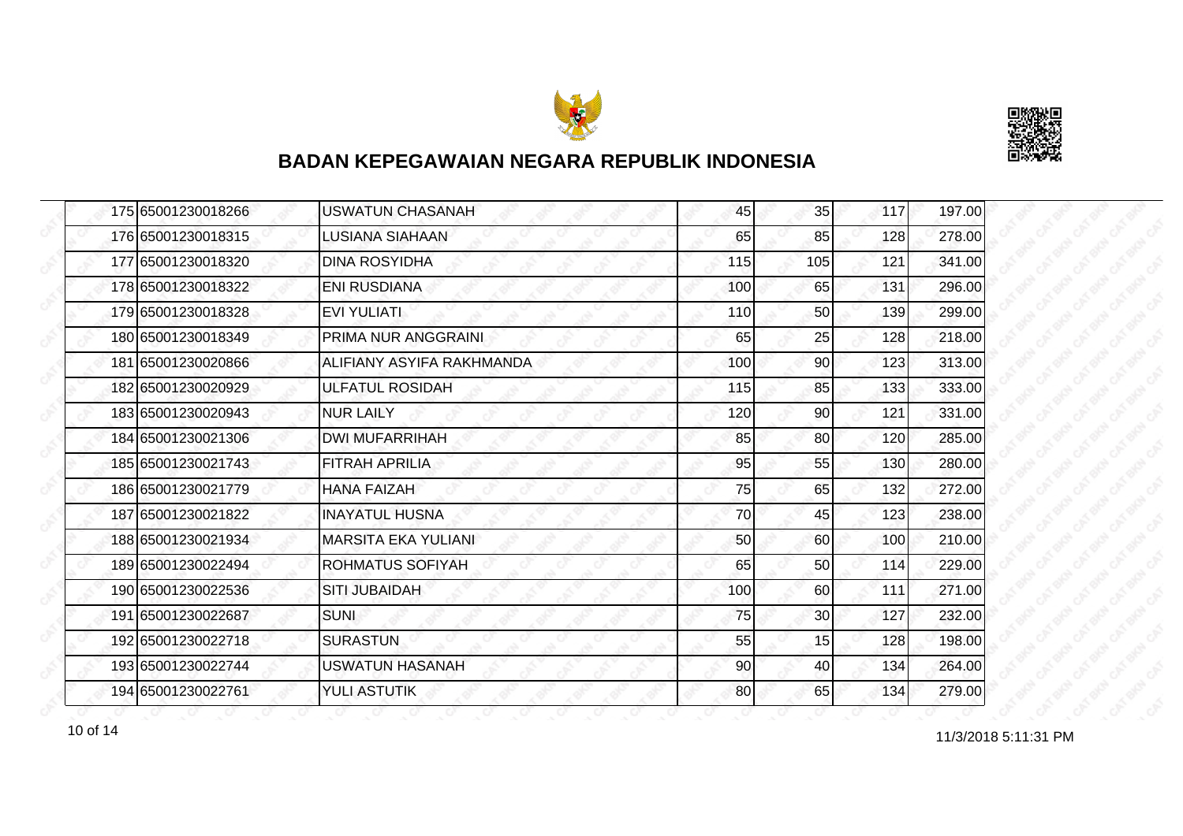# BADAN KEPEGAWAIAN NEGARA REPUBLIK INDONESIA

| | | | | | | |
|---|---|---|---|---|---|---|
| 175 | 65001230018266 | USWATUN CHASANAH | 45 | 35 | 117 | 197.00 |
| 176 | 65001230018315 | LUSIANA SIAHAAN | 65 | 85 | 128 | 278.00 |
| 177 | 65001230018320 | DINA ROSYIDHA | 115 | 105 | 121 | 341.00 |
| 178 | 65001230018322 | ENI RUSDIANA | 100 | 65 | 131 | 296.00 |
| 179 | 65001230018328 | EVI YULIATI | 110 | 50 | 139 | 299.00 |
| 180 | 65001230018349 | PRIMA NUR ANGGRAINI | 65 | 25 | 128 | 218.00 |
| 181 | 65001230020866 | ALIFIANY ASYIFA RAKHMANDA | 100 | 90 | 123 | 313.00 |
| 182 | 65001230020929 | ULFATUL ROSIDAH | 115 | 85 | 133 | 333.00 |
| 183 | 65001230020943 | NUR LAILY | 120 | 90 | 121 | 331.00 |
| 184 | 65001230021306 | DWI MUFARRIHAH | 85 | 80 | 120 | 285.00 |
| 185 | 65001230021743 | FITRAH APRILIA | 95 | 55 | 130 | 280.00 |
| 186 | 65001230021779 | HANA FAIZAH | 75 | 65 | 132 | 272.00 |
| 187 | 65001230021822 | INAYATUL HUSNA | 70 | 45 | 123 | 238.00 |
| 188 | 65001230021934 | MARSITA EKA YULIANI | 50 | 60 | 100 | 210.00 |
| 189 | 65001230022494 | ROHMATUS SOFIYAH | 65 | 50 | 114 | 229.00 |
| 190 | 65001230022536 | SITI JUBAIDAH | 100 | 60 | 111 | 271.00 |
| 191 | 65001230022687 | SUNI | 75 | 30 | 127 | 232.00 |
| 192 | 65001230022718 | SURASTUN | 55 | 15 | 128 | 198.00 |
| 193 | 65001230022744 | USWATUN HASANAH | 90 | 40 | 134 | 264.00 |
| 194 | 65001230022761 | YULI ASTUTIK | 80 | 65 | 134 | 279.00 |

11/3/2018 5:11:31 PM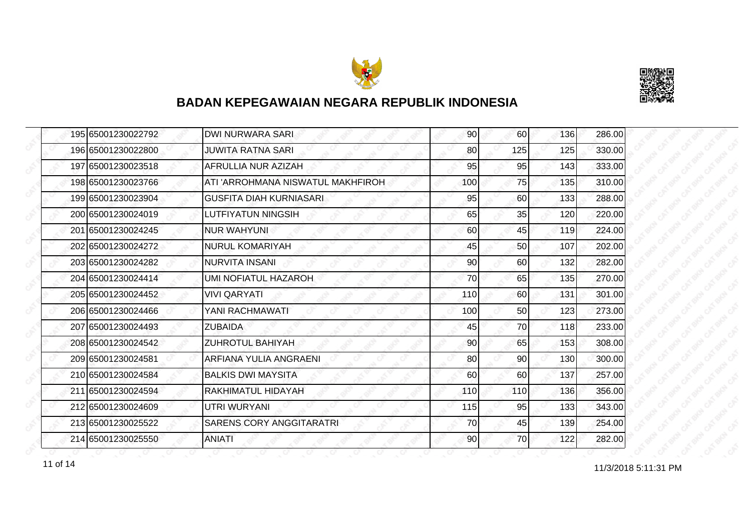## BADAN KEPEGAWAIAN NEGARA REPUBLIK INDONESIA

| | | | | | | |
|---|---|---|---|---|---|---|
| 195 | 65001230022792 | DWI NURWARA SARI | 90 | 60 | 136 | 286.00 |
| 196 | 65001230022800 | JUWITA RATNA SARI | 80 | 125 | 125 | 330.00 |
| 197 | 65001230023518 | AFRULLIA NUR AZIZAH | 95 | 95 | 143 | 333.00 |
| 198 | 65001230023766 | ATI 'ARROHMANA NISWATUL MAKHFIROH | 100 | 75 | 135 | 310.00 |
| 199 | 65001230023904 | GUSFITA DIAH KURNIASARI | 95 | 60 | 133 | 288.00 |
| 200 | 65001230024019 | LUTFIYATUN NINGSIH | 65 | 35 | 120 | 220.00 |
| 201 | 65001230024245 | NUR WAHYUNI | 60 | 45 | 119 | 224.00 |
| 202 | 65001230024272 | NURUL KOMARIYAH | 45 | 50 | 107 | 202.00 |
| 203 | 65001230024282 | NURVITA INSANI | 90 | 60 | 132 | 282.00 |
| 204 | 65001230024414 | UMI NOFIATUL HAZAROH | 70 | 65 | 135 | 270.00 |
| 205 | 65001230024452 | VIVI QARYATI | 110 | 60 | 131 | 301.00 |
| 206 | 65001230024466 | YANI RACHMAWATI | 100 | 50 | 123 | 273.00 |
| 207 | 65001230024493 | ZUBAIDA | 45 | 70 | 118 | 233.00 |
| 208 | 65001230024542 | ZUHROTUL BAHIYAH | 90 | 65 | 153 | 308.00 |
| 209 | 65001230024581 | ARFIANA YULIA ANGRAENI | 80 | 90 | 130 | 300.00 |
| 210 | 65001230024584 | BALKIS DWI MAYSITA | 60 | 60 | 137 | 257.00 |
| 211 | 65001230024594 | RAKHIMATUL HIDAYAH | 110 | 110 | 136 | 356.00 |
| 212 | 65001230024609 | UTRI WURYANI | 115 | 95 | 133 | 343.00 |
| 213 | 65001230025522 | SARENS CORY ANGGITARATRI | 70 | 45 | 139 | 254.00 |
| 214 | 65001230025550 | ANIATI | 90 | 70 | 122 | 282.00 |

11/3/2018 5:11:31 PM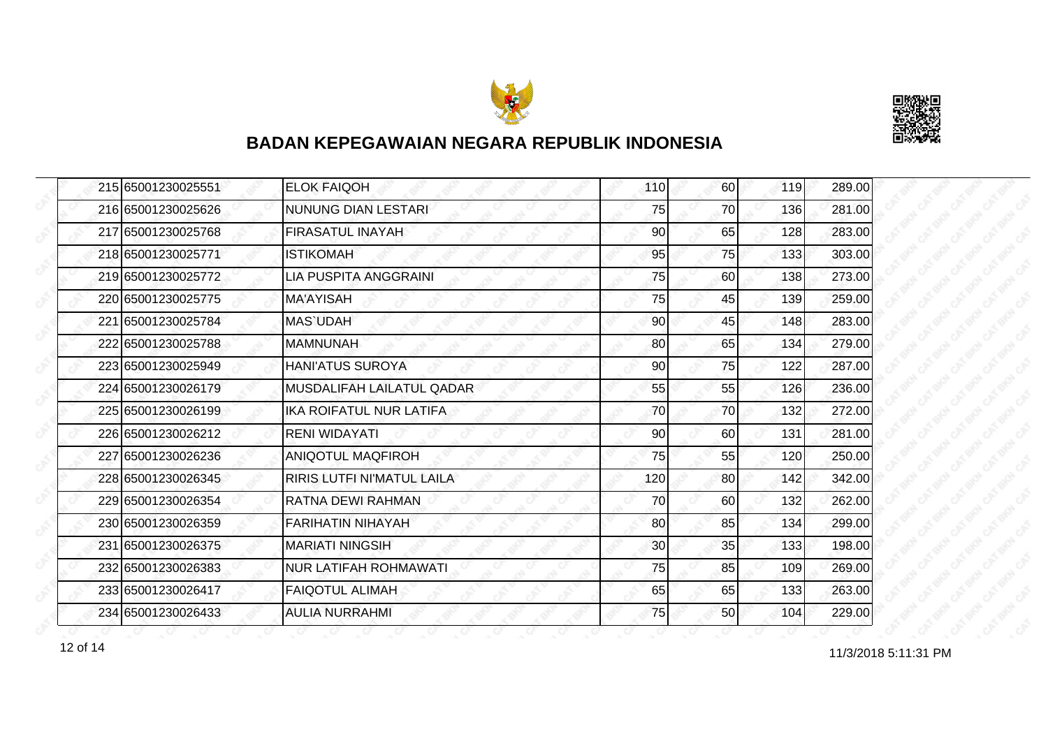## BADAN KEPEGAWAIAN NEGARA REPUBLIK INDONESIA

| | | | | | | |
|---|---|---|---|---|---|---|
| 215 | 65001230025551 | ELOK FAIQOH | 110 | 60 | 119 | 289.00 |
| 216 | 65001230025626 | NUNUNG DIAN LESTARI | 75 | 70 | 136 | 281.00 |
| 217 | 65001230025768 | FIRASATUL INAYAH | 90 | 65 | 128 | 283.00 |
| 218 | 65001230025771 | ISTIKOMAH | 95 | 75 | 133 | 303.00 |
| 219 | 65001230025772 | LIA PUSPITA ANGGRAINI | 75 | 60 | 138 | 273.00 |
| 220 | 65001230025775 | MA'AYISAH | 75 | 45 | 139 | 259.00 |
| 221 | 65001230025784 | MAS`UDAH | 90 | 45 | 148 | 283.00 |
| 222 | 65001230025788 | MAMNUNAH | 80 | 65 | 134 | 279.00 |
| 223 | 65001230025949 | HANI'ATUS SUROYA | 90 | 75 | 122 | 287.00 |
| 224 | 65001230026179 | MUSDALIFAH LAILATUL QADAR | 55 | 55 | 126 | 236.00 |
| 225 | 65001230026199 | IKA ROIFATUL NUR LATIFA | 70 | 70 | 132 | 272.00 |
| 226 | 65001230026212 | RENI WIDAYATI | 90 | 60 | 131 | 281.00 |
| 227 | 65001230026236 | ANIQOTUL MAQFIROH | 75 | 55 | 120 | 250.00 |
| 228 | 65001230026345 | RIRIS LUTFI NI'MATUL LAILA | 120 | 80 | 142 | 342.00 |
| 229 | 65001230026354 | RATNA DEWI RAHMAN | 70 | 60 | 132 | 262.00 |
| 230 | 65001230026359 | FARIHATIN NIHAYAH | 80 | 85 | 134 | 299.00 |
| 231 | 65001230026375 | MARIATI NINGSIH | 30 | 35 | 133 | 198.00 |
| 232 | 65001230026383 | NUR LATIFAH ROHMAWATI | 75 | 85 | 109 | 269.00 |
| 233 | 65001230026417 | FAIQOTUL ALIMAH | 65 | 65 | 133 | 263.00 |
| 234 | 65001230026433 | AULIA NURRAHMI | 75 | 50 | 104 | 229.00 |

11/3/2018 5:11:31 PM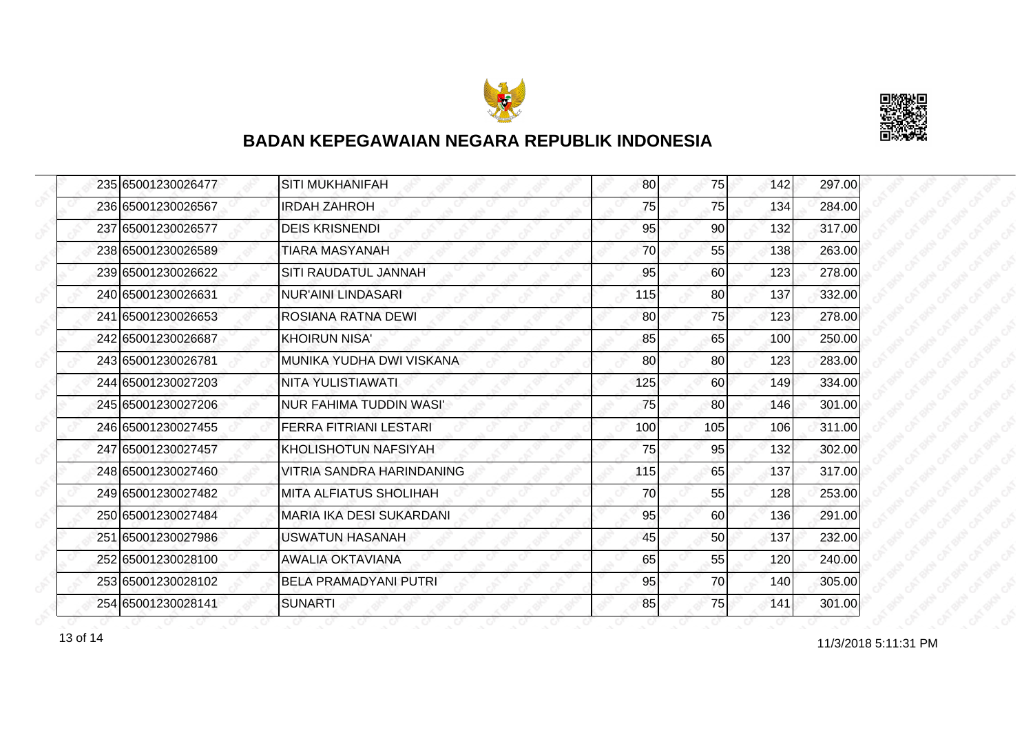# BADAN KEPEGAWAIAN NEGARA REPUBLIK INDONESIA

| | | | | | | |
|---|---|---|---|---|---|---|
| 235 | 65001230026477 | SITI MUKHANIFAH | 80 | 75 | 142 | 297.00 |
| 236 | 65001230026567 | IRDAH ZAHROH | 75 | 75 | 134 | 284.00 |
| 237 | 65001230026577 | DEIS KRISNENDI | 95 | 90 | 132 | 317.00 |
| 238 | 65001230026589 | TIARA MASYANAH | 70 | 55 | 138 | 263.00 |
| 239 | 65001230026622 | SITI RAUDATUL JANNAH | 95 | 60 | 123 | 278.00 |
| 240 | 65001230026631 | NUR'AINI LINDASARI | 115 | 80 | 137 | 332.00 |
| 241 | 65001230026653 | ROSIANA RATNA DEWI | 80 | 75 | 123 | 278.00 |
| 242 | 65001230026687 | KHOIRUN NISA' | 85 | 65 | 100 | 250.00 |
| 243 | 65001230026781 | MUNIKA YUDHA DWI VISKANA | 80 | 80 | 123 | 283.00 |
| 244 | 65001230027203 | NITA YULISTIAWATI | 125 | 60 | 149 | 334.00 |
| 245 | 65001230027206 | NUR FAHIMA TUDDIN WASI' | 75 | 80 | 146 | 301.00 |
| 246 | 65001230027455 | FERRA FITRIANI LESTARI | 100 | 105 | 106 | 311.00 |
| 247 | 65001230027457 | KHOLISHOTUN NAFSIYAH | 75 | 95 | 132 | 302.00 |
| 248 | 65001230027460 | VITRIA SANDRA HARINDANING | 115 | 65 | 137 | 317.00 |
| 249 | 65001230027482 | MITA ALFIATUS SHOLIHAH | 70 | 55 | 128 | 253.00 |
| 250 | 65001230027484 | MARIA IKA DESI SUKARDANI | 95 | 60 | 136 | 291.00 |
| 251 | 65001230027986 | USWATUN HASANAH | 45 | 50 | 137 | 232.00 |
| 252 | 65001230028100 | AWALIA OKTAVIANA | 65 | 55 | 120 | 240.00 |
| 253 | 65001230028102 | BELA PRAMADYANI PUTRI | 95 | 70 | 140 | 305.00 |
| 254 | 65001230028141 | SUNARTI | 85 | 75 | 141 | 301.00 |

11/3/2018 5:11:31 PM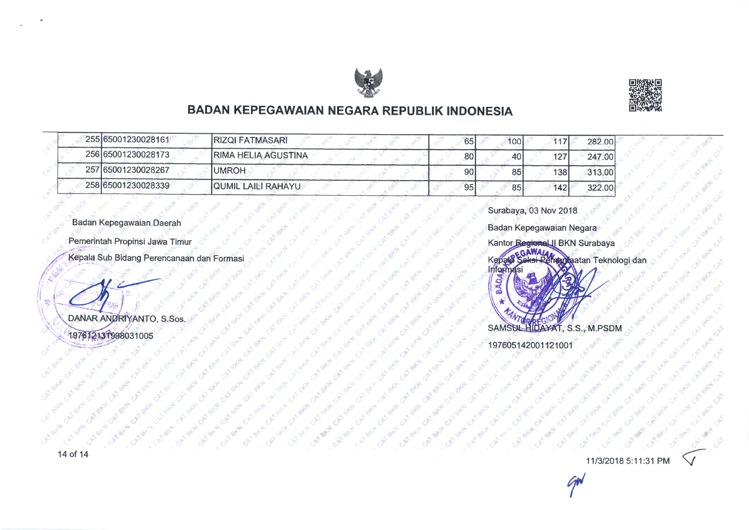# BADAN KEPEGAWAIAN NEGARA REPUBLIK INDONESIA

| | | | | | | |
|---|---|---|---|---|---|---|
| 255 | 65001230028161 | RIZQI FATMASARI | 65 | 100 | 117 | 282.00 |
| 256 | 65001230028173 | RIMA HELIA AGUSTINA | 80 | 40 | 127 | 247.00 |
| 257 | 65001230028267 | UMROH | 90 | 85 | 138 | 313.00 |
| 258 | 65001230028339 | QUMIL LAILI RAHAYU | 95 | 85 | 142 | 322.00 |

Surabaya, 03 Nov 2018

Badan Kepegawaian Daerah

Pemerintah Propinsi Jawa Timur

Kepala Sub Bidang Perencanaan dan Formasi

DANAR ANDRIYANTO, S.Sos.

197612131998031005

Badan Kepegawaian Negara

Kantor Regional II BKN Surabaya

Kepala Seksi Pemanfaatan Teknologi dan Informasi

SAMSUL HIDAYAT, S.S., M.PSDM

197605142001121001

11/3/2018 5:11:31 PM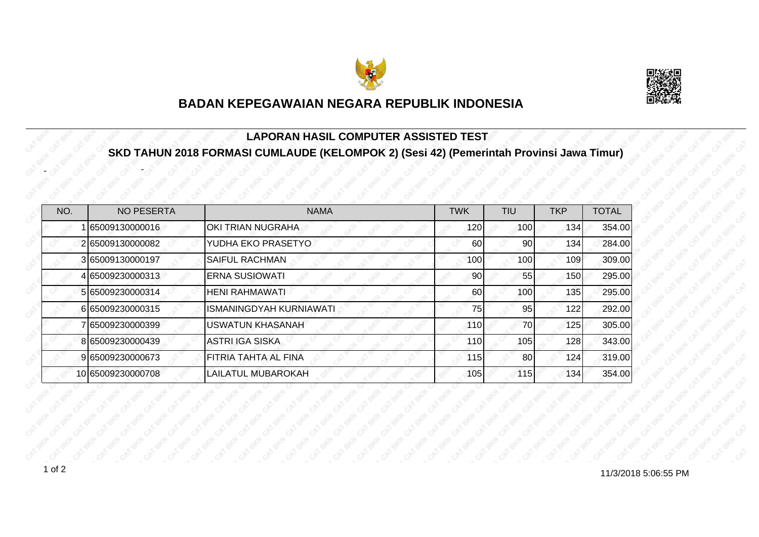## BADAN KEPEGAWAIAN NEGARA REPUBLIK INDONESIA

### LAPORAN HASIL COMPUTER ASSISTED TEST

### SKD TAHUN 2018 FORMASI CUMLAUDE (KELOMPOK 2) (Sesi 42) (Pemerintah Provinsi Jawa Timur)

- -

| NO. | NO PESERTA | NAMA | TWK | TIU | TKP | TOTAL |
|---|---|---|---|---|---|---|
| 1 | 65009130000016 | OKI TRIAN NUGRAHA | 120 | 100 | 134 | 354.00 |
| 2 | 65009130000082 | YUDHA EKO PRASETYO | 60 | 90 | 134 | 284.00 |
| 3 | 65009130000197 | SAIFUL RACHMAN | 100 | 100 | 109 | 309.00 |
| 4 | 65009230000313 | ERNA SUSIOWATI | 90 | 55 | 150 | 295.00 |
| 5 | 65009230000314 | HENI RAHMAWATI | 60 | 100 | 135 | 295.00 |
| 6 | 65009230000315 | ISMANINGDYAH KURNIAWATI | 75 | 95 | 122 | 292.00 |
| 7 | 65009230000399 | USWATUN KHASANAH | 110 | 70 | 125 | 305.00 |
| 8 | 65009230000439 | ASTRI IGA SISKA | 110 | 105 | 128 | 343.00 |
| 9 | 65009230000673 | FITRIA TAHTA AL FINA | 115 | 80 | 124 | 319.00 |
| 10 | 65009230000708 | LAILATUL MUBAROKAH | 105 | 115 | 134 | 354.00 |

11/3/2018 5:06:55 PM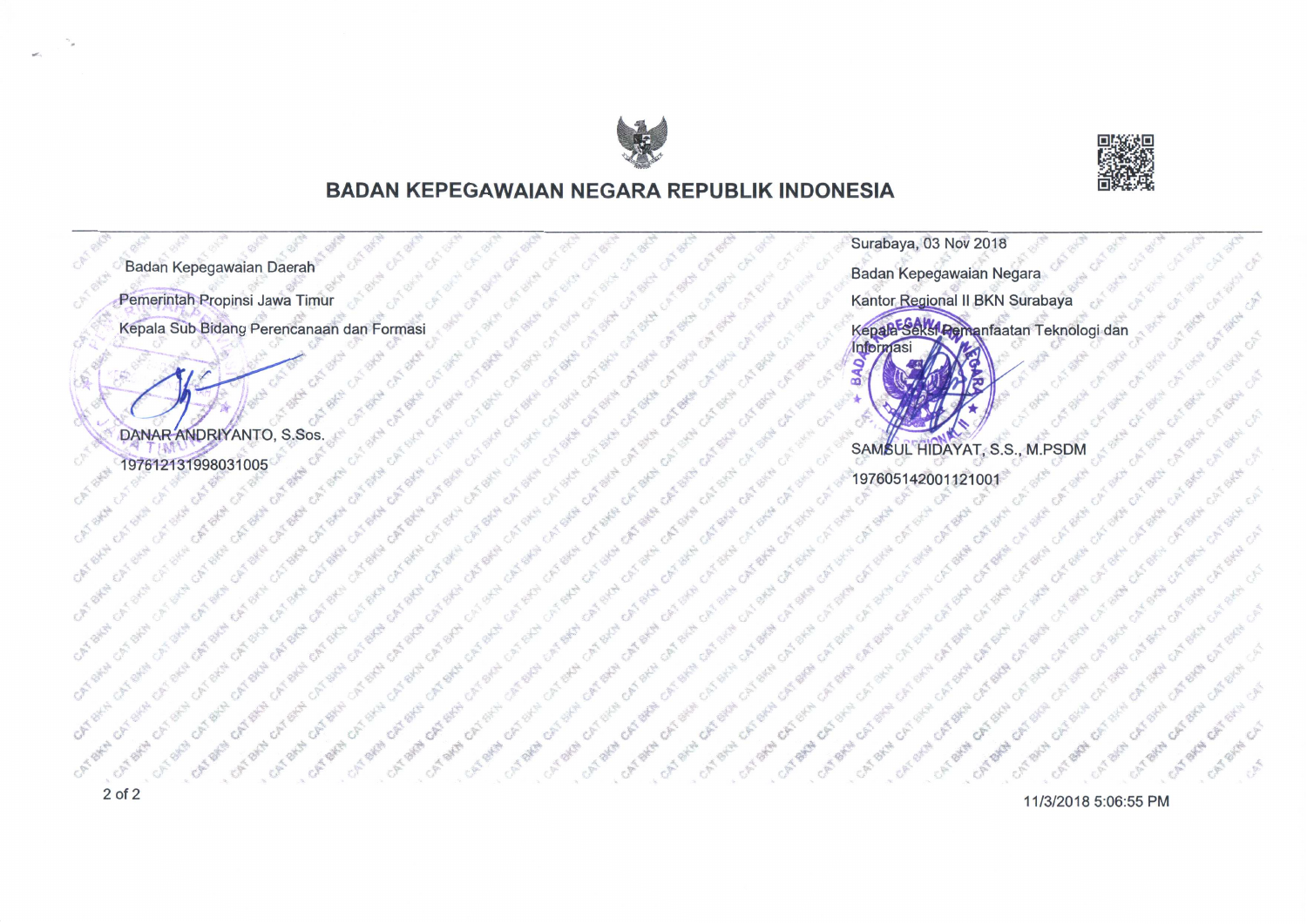# BADAN KEPEGAWAIAN NEGARA REPUBLIK INDONESIA

Badan Kepegawaian Daerah

Pemerintah Propinsi Jawa Timur

Kepala Sub Bidang Perencanaan dan Formasi

DANAR ANDRIYANTO, S.Sos.

197612131998031005

Surabaya, 03 Nov 2018

Badan Kepegawaian Negara

Kantor Regional II BKN Surabaya

Kepala Seksi Pemanfaatan Teknologi dan Informasi

SAMSUL HIDAYAT, S.S., M.PSDM

197605142001121001

11/3/2018 5:06:55 PM